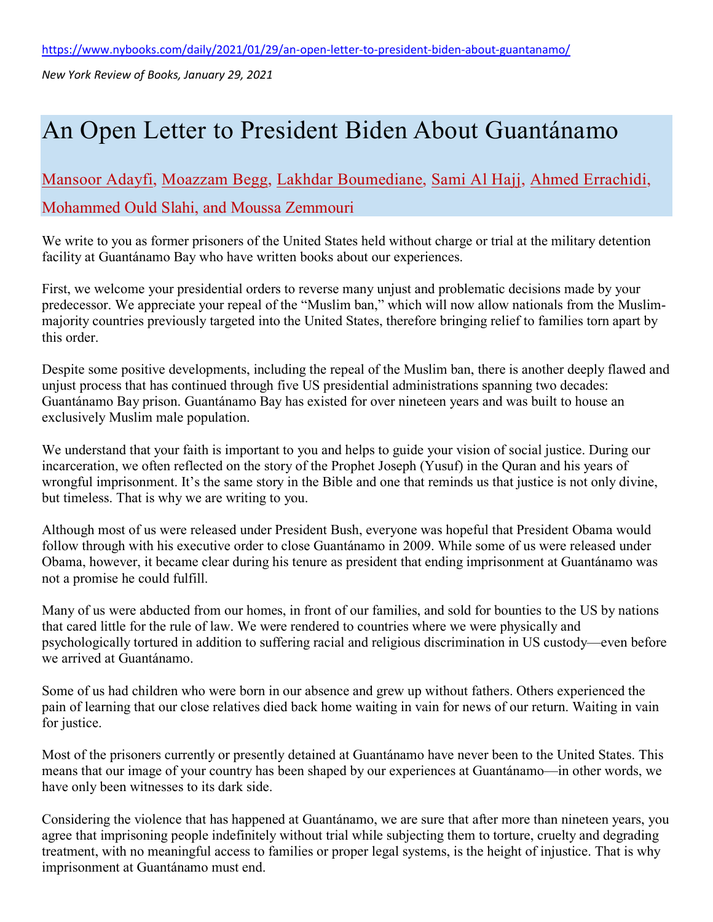https://www.nybooks.com/daily/2021/01/29/an-open-letter-to-president-biden-about-guantanamo/

*New York Review of Books, January 29, 2021*

# An Open Letter to President Biden About Guantánamo

Mansoor Adayfi, Moazzam Begg, Lakhdar Boumediane, Sami Al Hajj, Ahmed Errachidi, Mohammed Ould Slahi, and Moussa Zemmouri

We write to you as former prisoners of the United States held without charge or trial at the military detention facility at Guantánamo Bay who have written books about our experiences.

First, we welcome your presidential orders to reverse many unjust and problematic decisions made by your predecessor. We appreciate your repeal of the "Muslim ban," which will now allow nationals from the Muslim-majority countries previously targeted into the United States, therefore bringing relief to families torn apart by this order.

Despite some positive developments, including the repeal of the Muslim ban, there is another deeply flawed and unjust process that has continued through five US presidential administrations spanning two decades: Guantánamo Bay prison. Guantánamo Bay has existed for over nineteen years and was built to house an exclusively Muslim male population.

We understand that your faith is important to you and helps to guide your vision of social justice. During our incarceration, we often reflected on the story of the Prophet Joseph (Yusuf) in the Quran and his years of wrongful imprisonment. It's the same story in the Bible and one that reminds us that justice is not only divine, but timeless. That is why we are writing to you.

Although most of us were released under President Bush, everyone was hopeful that President Obama would follow through with his executive order to close Guantánamo in 2009. While some of us were released under Obama, however, it became clear during his tenure as president that ending imprisonment at Guantánamo was not a promise he could fulfill.

Many of us were abducted from our homes, in front of our families, and sold for bounties to the US by nations that cared little for the rule of law. We were rendered to countries where we were physically and psychologically tortured in addition to suffering racial and religious discrimination in US custody—even before we arrived at Guantánamo.

Some of us had children who were born in our absence and grew up without fathers. Others experienced the pain of learning that our close relatives died back home waiting in vain for news of our return. Waiting in vain for justice.

Most of the prisoners currently or presently detained at Guantánamo have never been to the United States. This means that our image of your country has been shaped by our experiences at Guantánamo—in other words, we have only been witnesses to its dark side.

Considering the violence that has happened at Guantánamo, we are sure that after more than nineteen years, you agree that imprisoning people indefinitely without trial while subjecting them to torture, cruelty and degrading treatment, with no meaningful access to families or proper legal systems, is the height of injustice. That is why imprisonment at Guantánamo must end.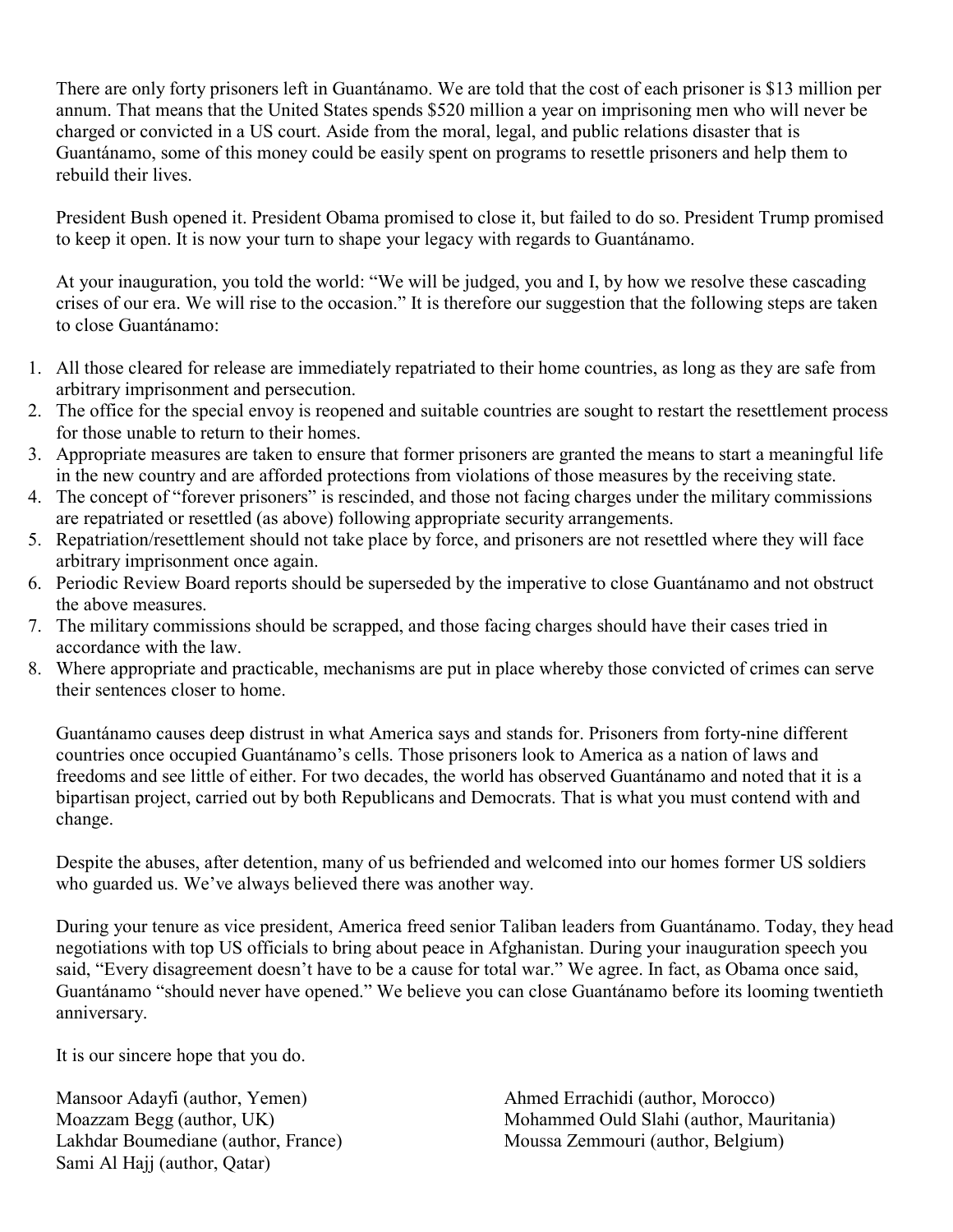There are only forty prisoners left in Guantánamo. We are told that the cost of each prisoner is $13 million per annum. That means that the United States spends $520 million a year on imprisoning men who will never be charged or convicted in a US court. Aside from the moral, legal, and public relations disaster that is Guantánamo, some of this money could be easily spent on programs to resettle prisoners and help them to rebuild their lives.

President Bush opened it. President Obama promised to close it, but failed to do so. President Trump promised to keep it open. It is now your turn to shape your legacy with regards to Guantánamo.

At your inauguration, you told the world: "We will be judged, you and I, by how we resolve these cascading crises of our era. We will rise to the occasion." It is therefore our suggestion that the following steps are taken to close Guantánamo:

1. All those cleared for release are immediately repatriated to their home countries, as long as they are safe from arbitrary imprisonment and persecution.
2. The office for the special envoy is reopened and suitable countries are sought to restart the resettlement process for those unable to return to their homes.
3. Appropriate measures are taken to ensure that former prisoners are granted the means to start a meaningful life in the new country and are afforded protections from violations of those measures by the receiving state.
4. The concept of "forever prisoners" is rescinded, and those not facing charges under the military commissions are repatriated or resettled (as above) following appropriate security arrangements.
5. Repatriation/resettlement should not take place by force, and prisoners are not resettled where they will face arbitrary imprisonment once again.
6. Periodic Review Board reports should be superseded by the imperative to close Guantánamo and not obstruct the above measures.
7. The military commissions should be scrapped, and those facing charges should have their cases tried in accordance with the law.
8. Where appropriate and practicable, mechanisms are put in place whereby those convicted of crimes can serve their sentences closer to home.

Guantánamo causes deep distrust in what America says and stands for. Prisoners from forty-nine different countries once occupied Guantánamo's cells. Those prisoners look to America as a nation of laws and freedoms and see little of either. For two decades, the world has observed Guantánamo and noted that it is a bipartisan project, carried out by both Republicans and Democrats. That is what you must contend with and change.

Despite the abuses, after detention, many of us befriended and welcomed into our homes former US soldiers who guarded us. We've always believed there was another way.

During your tenure as vice president, America freed senior Taliban leaders from Guantánamo. Today, they head negotiations with top US officials to bring about peace in Afghanistan. During your inauguration speech you said, "Every disagreement doesn't have to be a cause for total war." We agree. In fact, as Obama once said, Guantánamo "should never have opened." We believe you can close Guantánamo before its looming twentieth anniversary.

It is our sincere hope that you do.

Mansoor Adayfi (author, Yemen)
Moazzam Begg (author, UK)
Lakhdar Boumediane (author, France)
Sami Al Hajj (author, Qatar)
Ahmed Errachidi (author, Morocco)
Mohammed Ould Slahi (author, Mauritania)
Moussa Zemmouri (author, Belgium)